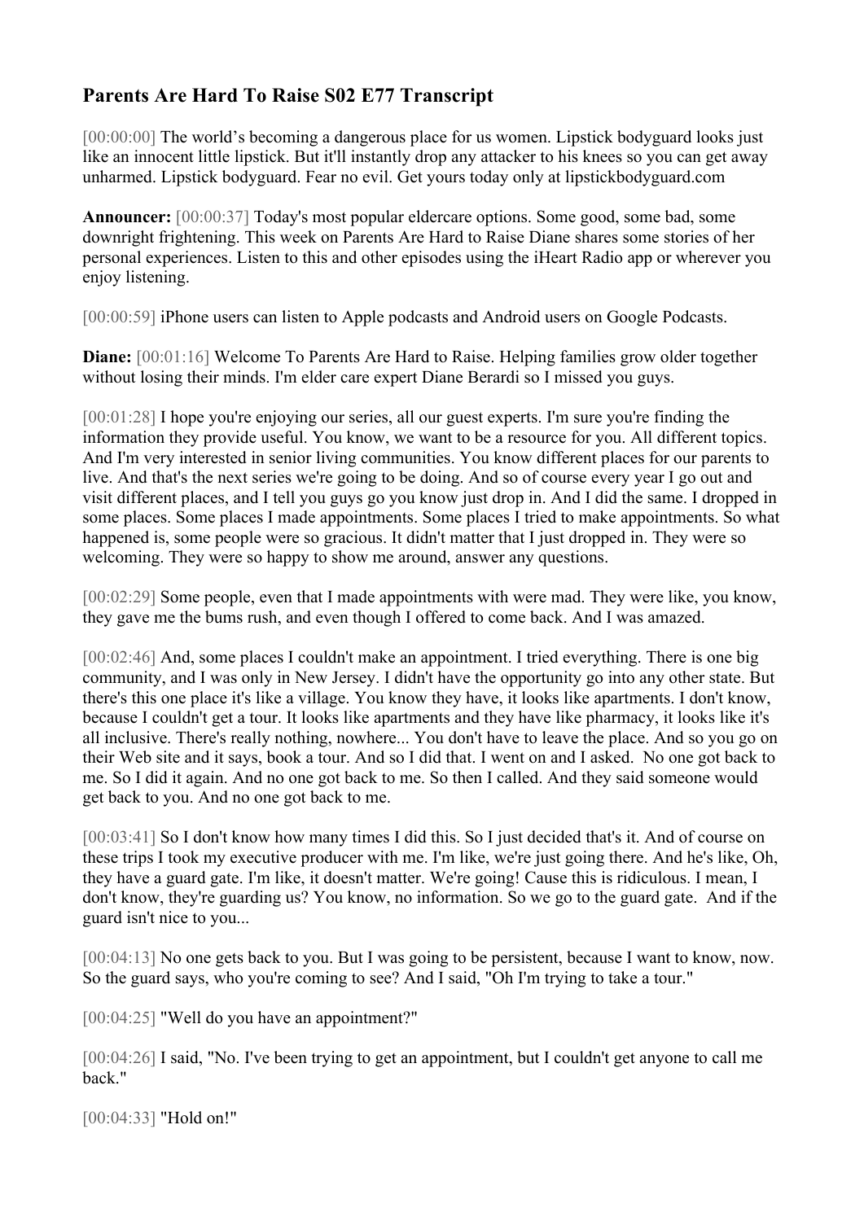# Parents Are Hard To Raise S02 E77 Transcript

[00:00:00] The world's becoming a dangerous place for us women. Lipstick bodyguard looks just like an innocent little lipstick. But it'll instantly drop any attacker to his knees so you can get away unharmed. Lipstick bodyguard. Fear no evil. Get yours today only at lipstickbodyguard.com

**Announcer:** [00:00:37] Today's most popular eldercare options. Some good, some bad, some downright frightening. This week on Parents Are Hard to Raise Diane shares some stories of her personal experiences. Listen to this and other episodes using the iHeart Radio app or wherever you enjoy listening.

[00:00:59] iPhone users can listen to Apple podcasts and Android users on Google Podcasts.

**Diane:** [00:01:16] Welcome To Parents Are Hard to Raise. Helping families grow older together without losing their minds. I'm elder care expert Diane Berardi so I missed you guys.

[00:01:28] I hope you're enjoying our series, all our guest experts. I'm sure you're finding the information they provide useful. You know, we want to be a resource for you. All different topics. And I'm very interested in senior living communities. You know different places for our parents to live. And that's the next series we're going to be doing. And so of course every year I go out and visit different places, and I tell you guys go you know just drop in. And I did the same. I dropped in some places. Some places I made appointments. Some places I tried to make appointments. So what happened is, some people were so gracious. It didn't matter that I just dropped in. They were so welcoming. They were so happy to show me around, answer any questions.

[00:02:29] Some people, even that I made appointments with were mad. They were like, you know, they gave me the bums rush, and even though I offered to come back. And I was amazed.

[00:02:46] And, some places I couldn't make an appointment. I tried everything. There is one big community, and I was only in New Jersey. I didn't have the opportunity go into any other state. But there's this one place it's like a village. You know they have, it looks like apartments. I don't know, because I couldn't get a tour. It looks like apartments and they have like pharmacy, it looks like it's all inclusive. There's really nothing, nowhere... You don't have to leave the place. And so you go on their Web site and it says, book a tour. And so I did that. I went on and I asked. No one got back to me. So I did it again. And no one got back to me. So then I called. And they said someone would get back to you. And no one got back to me.

[00:03:41] So I don't know how many times I did this. So I just decided that's it. And of course on these trips I took my executive producer with me. I'm like, we're just going there. And he's like, Oh, they have a guard gate. I'm like, it doesn't matter. We're going! Cause this is ridiculous. I mean, I don't know, they're guarding us? You know, no information. So we go to the guard gate. And if the guard isn't nice to you...

[00:04:13] No one gets back to you. But I was going to be persistent, because I want to know, now. So the guard says, who you're coming to see? And I said, "Oh I'm trying to take a tour."

[00:04:25] "Well do you have an appointment?"

[00:04:26] I said, "No. I've been trying to get an appointment, but I couldn't get anyone to call me back."

[00:04:33] "Hold on!"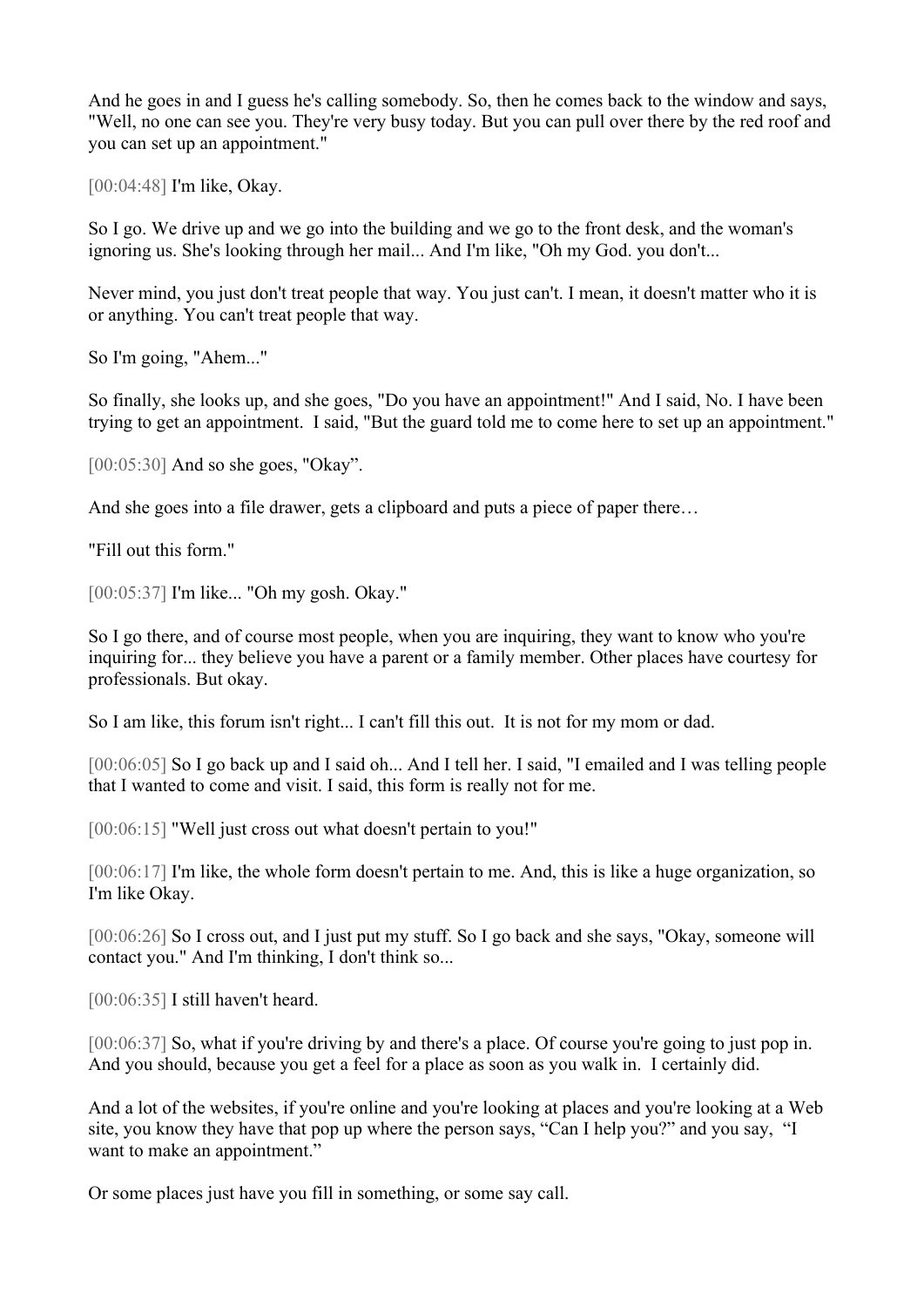And he goes in and I guess he's calling somebody. So, then he comes back to the window and says, "Well, no one can see you. They're very busy today. But you can pull over there by the red roof and you can set up an appointment."

[00:04:48] I'm like, Okay.

So I go. We drive up and we go into the building and we go to the front desk, and the woman's ignoring us. She's looking through her mail... And I'm like, "Oh my God. you don't...

Never mind, you just don't treat people that way. You just can't. I mean, it doesn't matter who it is or anything. You can't treat people that way.

So I'm going, "Ahem..."

So finally, she looks up, and she goes, "Do you have an appointment!" And I said, No. I have been trying to get an appointment. I said, "But the guard told me to come here to set up an appointment."

[00:05:30] And so she goes, "Okay".

And she goes into a file drawer, gets a clipboard and puts a piece of paper there…

"Fill out this form."

[00:05:37] I'm like... "Oh my gosh. Okay."

So I go there, and of course most people, when you are inquiring, they want to know who you're inquiring for... they believe you have a parent or a family member. Other places have courtesy for professionals. But okay.

So I am like, this forum isn't right... I can't fill this out. It is not for my mom or dad.

[00:06:05] So I go back up and I said oh... And I tell her. I said, "I emailed and I was telling people that I wanted to come and visit. I said, this form is really not for me.

[00:06:15] "Well just cross out what doesn't pertain to you!"

[00:06:17] I'm like, the whole form doesn't pertain to me. And, this is like a huge organization, so I'm like Okay.

[00:06:26] So I cross out, and I just put my stuff. So I go back and she says, "Okay, someone will contact you." And I'm thinking, I don't think so...

[00:06:35] I still haven't heard.

[00:06:37] So, what if you're driving by and there's a place. Of course you're going to just pop in. And you should, because you get a feel for a place as soon as you walk in. I certainly did.

And a lot of the websites, if you're online and you're looking at places and you're looking at a Web site, you know they have that pop up where the person says, "Can I help you?" and you say, "I want to make an appointment."

Or some places just have you fill in something, or some say call.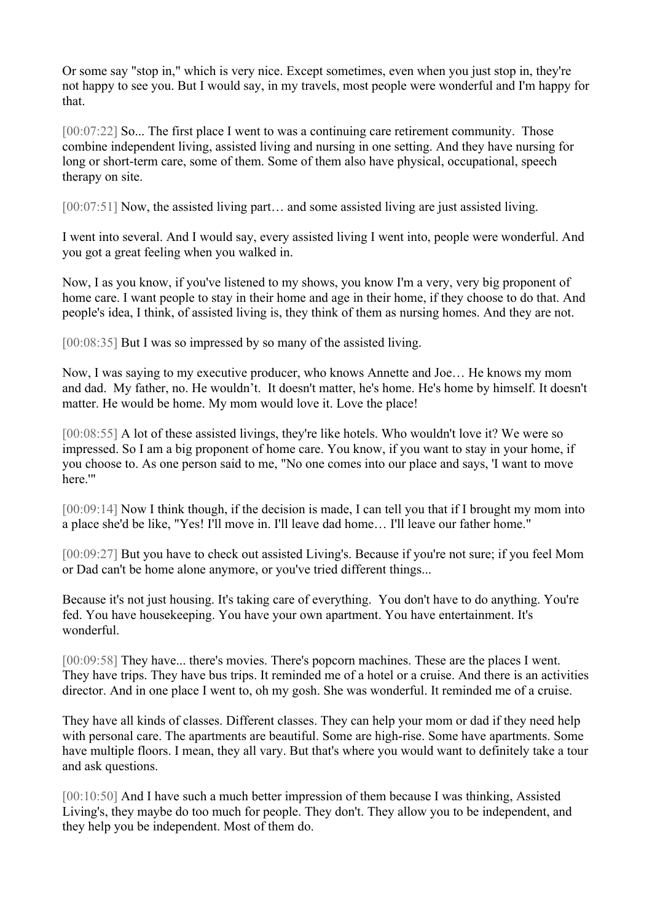Or some say "stop in," which is very nice. Except sometimes, even when you just stop in, they're not happy to see you. But I would say, in my travels, most people were wonderful and I'm happy for that.

[00:07:22] So... The first place I went to was a continuing care retirement community. Those combine independent living, assisted living and nursing in one setting. And they have nursing for long or short-term care, some of them. Some of them also have physical, occupational, speech therapy on site.

[00:07:51] Now, the assisted living part… and some assisted living are just assisted living.

I went into several. And I would say, every assisted living I went into, people were wonderful. And you got a great feeling when you walked in.

Now, I as you know, if you've listened to my shows, you know I'm a very, very big proponent of home care. I want people to stay in their home and age in their home, if they choose to do that. And people's idea, I think, of assisted living is, they think of them as nursing homes. And they are not.

[00:08:35] But I was so impressed by so many of the assisted living.

Now, I was saying to my executive producer, who knows Annette and Joe… He knows my mom and dad. My father, no. He wouldn't. It doesn't matter, he's home. He's home by himself. It doesn't matter. He would be home. My mom would love it. Love the place!

[00:08:55] A lot of these assisted livings, they're like hotels. Who wouldn't love it? We were so impressed. So I am a big proponent of home care. You know, if you want to stay in your home, if you choose to. As one person said to me, "No one comes into our place and says, 'I want to move here.'"

[00:09:14] Now I think though, if the decision is made, I can tell you that if I brought my mom into a place she'd be like, "Yes! I'll move in. I'll leave dad home… I'll leave our father home."

[00:09:27] But you have to check out assisted Living's. Because if you're not sure; if you feel Mom or Dad can't be home alone anymore, or you've tried different things...

Because it's not just housing. It's taking care of everything. You don't have to do anything. You're fed. You have housekeeping. You have your own apartment. You have entertainment. It's wonderful.

[00:09:58] They have... there's movies. There's popcorn machines. These are the places I went. They have trips. They have bus trips. It reminded me of a hotel or a cruise. And there is an activities director. And in one place I went to, oh my gosh. She was wonderful. It reminded me of a cruise.

They have all kinds of classes. Different classes. They can help your mom or dad if they need help with personal care. The apartments are beautiful. Some are high-rise. Some have apartments. Some have multiple floors. I mean, they all vary. But that's where you would want to definitely take a tour and ask questions.

[00:10:50] And I have such a much better impression of them because I was thinking, Assisted Living's, they maybe do too much for people. They don't. They allow you to be independent, and they help you be independent. Most of them do.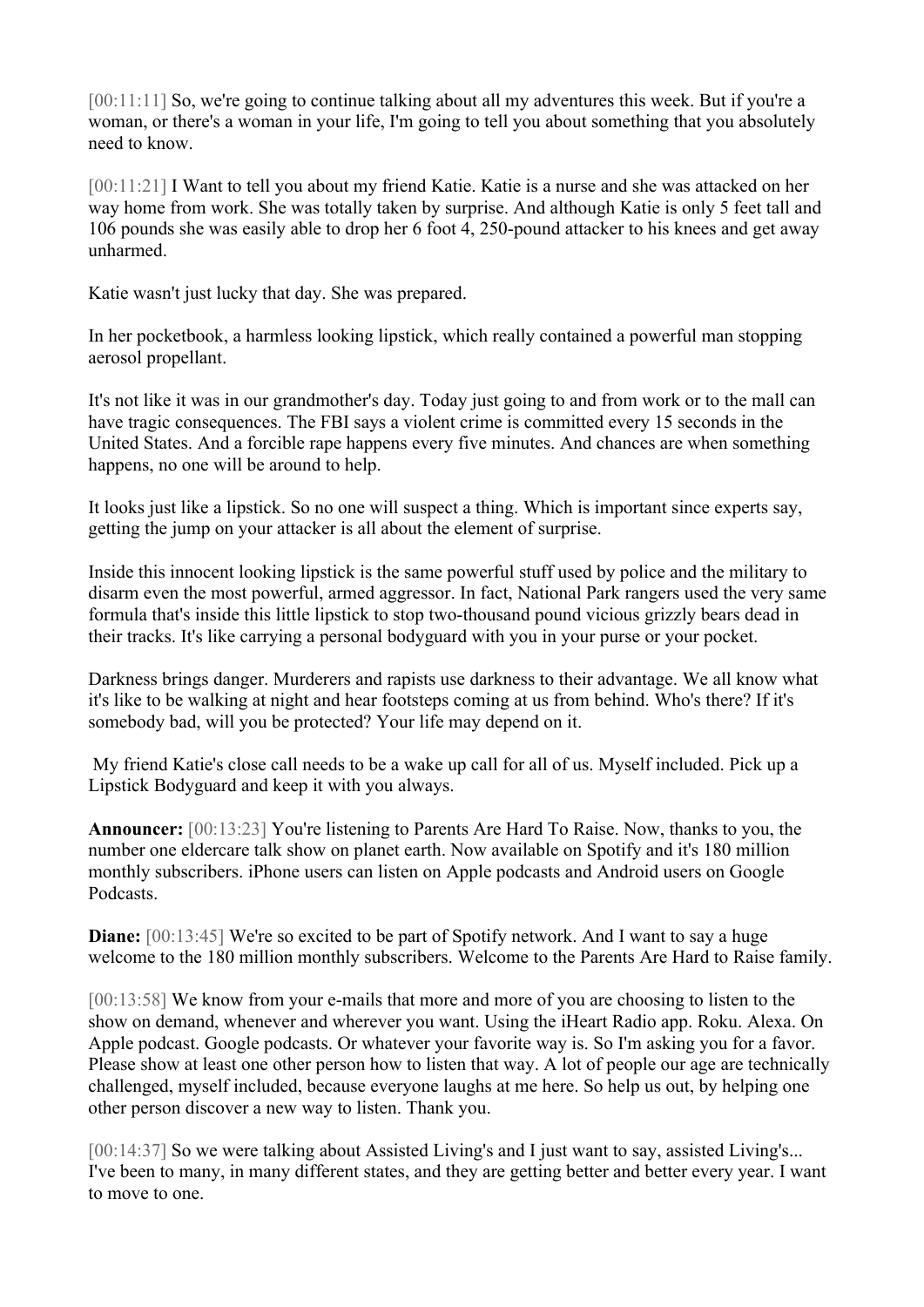[00:11:11] So, we're going to continue talking about all my adventures this week. But if you're a woman, or there's a woman in your life, I'm going to tell you about something that you absolutely need to know.

[00:11:21] I Want to tell you about my friend Katie. Katie is a nurse and she was attacked on her way home from work. She was totally taken by surprise. And although Katie is only 5 feet tall and 106 pounds she was easily able to drop her 6 foot 4, 250-pound attacker to his knees and get away unharmed.

Katie wasn't just lucky that day. She was prepared.

In her pocketbook, a harmless looking lipstick, which really contained a powerful man stopping aerosol propellant.

It's not like it was in our grandmother's day. Today just going to and from work or to the mall can have tragic consequences. The FBI says a violent crime is committed every 15 seconds in the United States. And a forcible rape happens every five minutes. And chances are when something happens, no one will be around to help.

It looks just like a lipstick. So no one will suspect a thing. Which is important since experts say, getting the jump on your attacker is all about the element of surprise.

Inside this innocent looking lipstick is the same powerful stuff used by police and the military to disarm even the most powerful, armed aggressor. In fact, National Park rangers used the very same formula that's inside this little lipstick to stop two-thousand pound vicious grizzly bears dead in their tracks. It's like carrying a personal bodyguard with you in your purse or your pocket.

Darkness brings danger. Murderers and rapists use darkness to their advantage. We all know what it's like to be walking at night and hear footsteps coming at us from behind. Who's there? If it's somebody bad, will you be protected? Your life may depend on it.

My friend Katie's close call needs to be a wake up call for all of us. Myself included. Pick up a Lipstick Bodyguard and keep it with you always.

**Announcer:** [00:13:23] You're listening to Parents Are Hard To Raise. Now, thanks to you, the number one eldercare talk show on planet earth. Now available on Spotify and it's 180 million monthly subscribers. iPhone users can listen on Apple podcasts and Android users on Google Podcasts.

**Diane:** [00:13:45] We're so excited to be part of Spotify network. And I want to say a huge welcome to the 180 million monthly subscribers. Welcome to the Parents Are Hard to Raise family.

[00:13:58] We know from your e-mails that more and more of you are choosing to listen to the show on demand, whenever and wherever you want. Using the iHeart Radio app. Roku. Alexa. On Apple podcast. Google podcasts. Or whatever your favorite way is. So I'm asking you for a favor. Please show at least one other person how to listen that way. A lot of people our age are technically challenged, myself included, because everyone laughs at me here. So help us out, by helping one other person discover a new way to listen. Thank you.

[00:14:37] So we were talking about Assisted Living's and I just want to say, assisted Living's... I've been to many, in many different states, and they are getting better and better every year. I want to move to one.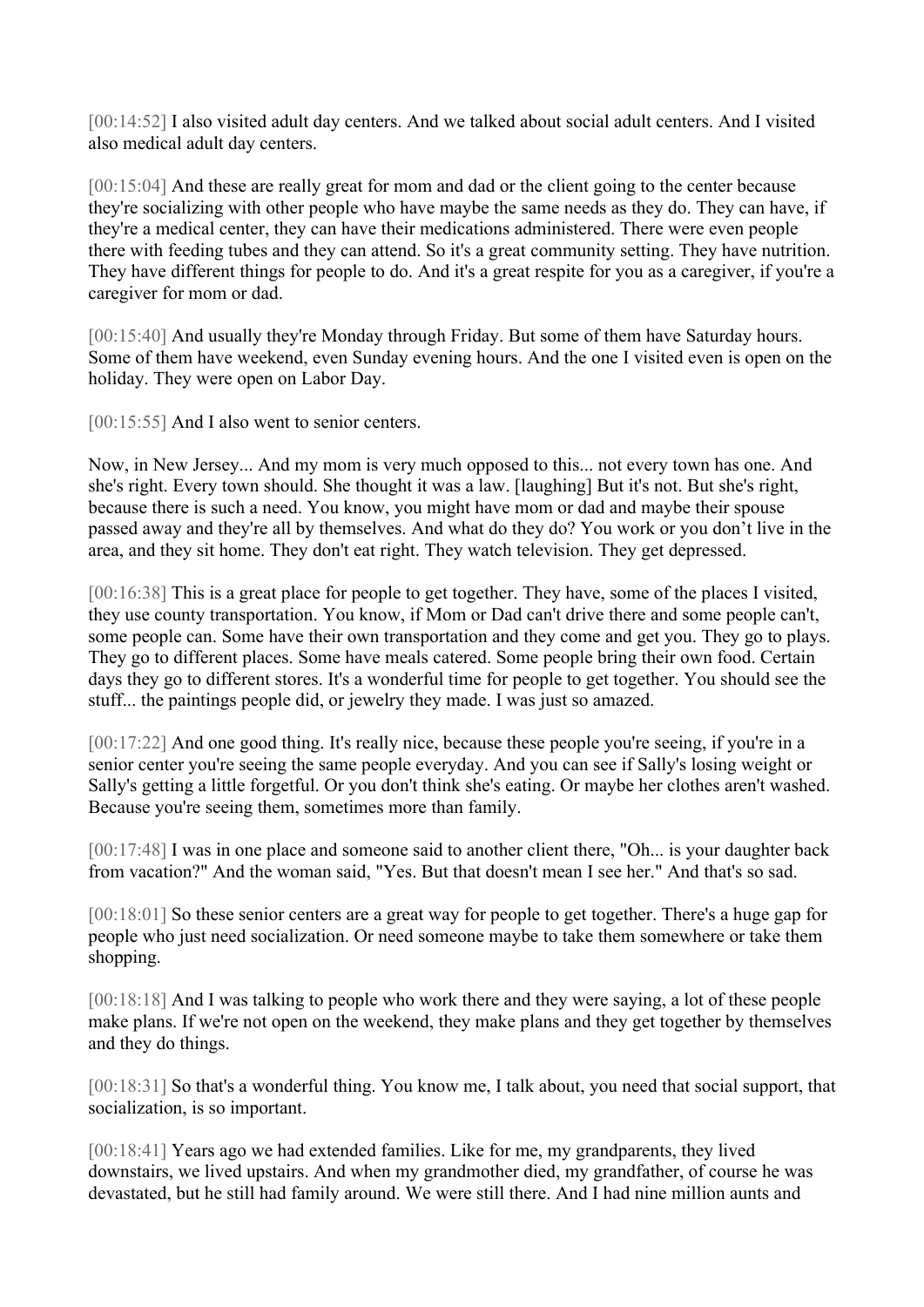[00:14:52] I also visited adult day centers. And we talked about social adult centers. And I visited also medical adult day centers.

[00:15:04] And these are really great for mom and dad or the client going to the center because they're socializing with other people who have maybe the same needs as they do. They can have, if they're a medical center, they can have their medications administered. There were even people there with feeding tubes and they can attend. So it's a great community setting. They have nutrition. They have different things for people to do. And it's a great respite for you as a caregiver, if you're a caregiver for mom or dad.

[00:15:40] And usually they're Monday through Friday. But some of them have Saturday hours. Some of them have weekend, even Sunday evening hours. And the one I visited even is open on the holiday. They were open on Labor Day.

[00:15:55] And I also went to senior centers.

Now, in New Jersey... And my mom is very much opposed to this... not every town has one. And she's right. Every town should. She thought it was a law. [laughing] But it's not. But she's right, because there is such a need. You know, you might have mom or dad and maybe their spouse passed away and they're all by themselves. And what do they do? You work or you don't live in the area, and they sit home. They don't eat right. They watch television. They get depressed.

[00:16:38] This is a great place for people to get together. They have, some of the places I visited, they use county transportation. You know, if Mom or Dad can't drive there and some people can't, some people can. Some have their own transportation and they come and get you. They go to plays. They go to different places. Some have meals catered. Some people bring their own food. Certain days they go to different stores. It's a wonderful time for people to get together. You should see the stuff... the paintings people did, or jewelry they made. I was just so amazed.

[00:17:22] And one good thing. It's really nice, because these people you're seeing, if you're in a senior center you're seeing the same people everyday. And you can see if Sally's losing weight or Sally's getting a little forgetful. Or you don't think she's eating. Or maybe her clothes aren't washed. Because you're seeing them, sometimes more than family.

[00:17:48] I was in one place and someone said to another client there, "Oh... is your daughter back from vacation?" And the woman said, "Yes. But that doesn't mean I see her." And that's so sad.

[00:18:01] So these senior centers are a great way for people to get together. There's a huge gap for people who just need socialization. Or need someone maybe to take them somewhere or take them shopping.

[00:18:18] And I was talking to people who work there and they were saying, a lot of these people make plans. If we're not open on the weekend, they make plans and they get together by themselves and they do things.

[00:18:31] So that's a wonderful thing. You know me, I talk about, you need that social support, that socialization, is so important.

[00:18:41] Years ago we had extended families. Like for me, my grandparents, they lived downstairs, we lived upstairs. And when my grandmother died, my grandfather, of course he was devastated, but he still had family around. We were still there. And I had nine million aunts and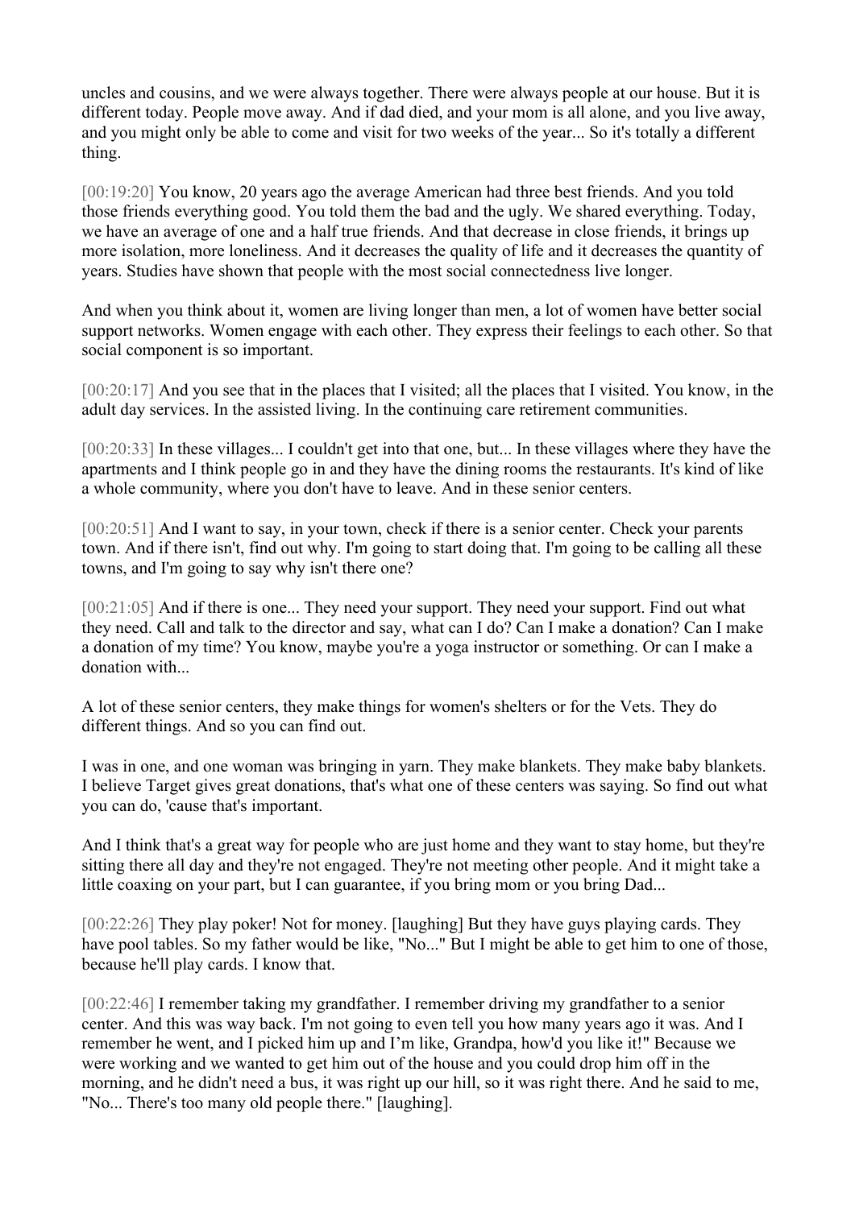uncles and cousins, and we were always together. There were always people at our house. But it is different today. People move away. And if dad died, and your mom is all alone, and you live away, and you might only be able to come and visit for two weeks of the year... So it's totally a different thing.

[00:19:20] You know, 20 years ago the average American had three best friends. And you told those friends everything good. You told them the bad and the ugly. We shared everything. Today, we have an average of one and a half true friends. And that decrease in close friends, it brings up more isolation, more loneliness. And it decreases the quality of life and it decreases the quantity of years. Studies have shown that people with the most social connectedness live longer.

And when you think about it, women are living longer than men, a lot of women have better social support networks. Women engage with each other. They express their feelings to each other. So that social component is so important.

[00:20:17] And you see that in the places that I visited; all the places that I visited. You know, in the adult day services. In the assisted living. In the continuing care retirement communities.

[00:20:33] In these villages... I couldn't get into that one, but... In these villages where they have the apartments and I think people go in and they have the dining rooms the restaurants. It's kind of like a whole community, where you don't have to leave. And in these senior centers.

[00:20:51] And I want to say, in your town, check if there is a senior center. Check your parents town. And if there isn't, find out why. I'm going to start doing that. I'm going to be calling all these towns, and I'm going to say why isn't there one?

[00:21:05] And if there is one... They need your support. They need your support. Find out what they need. Call and talk to the director and say, what can I do? Can I make a donation? Can I make a donation of my time? You know, maybe you're a yoga instructor or something. Or can I make a donation with...

A lot of these senior centers, they make things for women's shelters or for the Vets. They do different things. And so you can find out.

I was in one, and one woman was bringing in yarn. They make blankets. They make baby blankets. I believe Target gives great donations, that's what one of these centers was saying. So find out what you can do, 'cause that's important.

And I think that's a great way for people who are just home and they want to stay home, but they're sitting there all day and they're not engaged. They're not meeting other people. And it might take a little coaxing on your part, but I can guarantee, if you bring mom or you bring Dad...

[00:22:26] They play poker! Not for money. [laughing] But they have guys playing cards. They have pool tables. So my father would be like, "No..." But I might be able to get him to one of those, because he'll play cards. I know that.

[00:22:46] I remember taking my grandfather. I remember driving my grandfather to a senior center. And this was way back. I'm not going to even tell you how many years ago it was. And I remember he went, and I picked him up and I'm like, Grandpa, how'd you like it!" Because we were working and we wanted to get him out of the house and you could drop him off in the morning, and he didn't need a bus, it was right up our hill, so it was right there. And he said to me, "No... There's too many old people there." [laughing].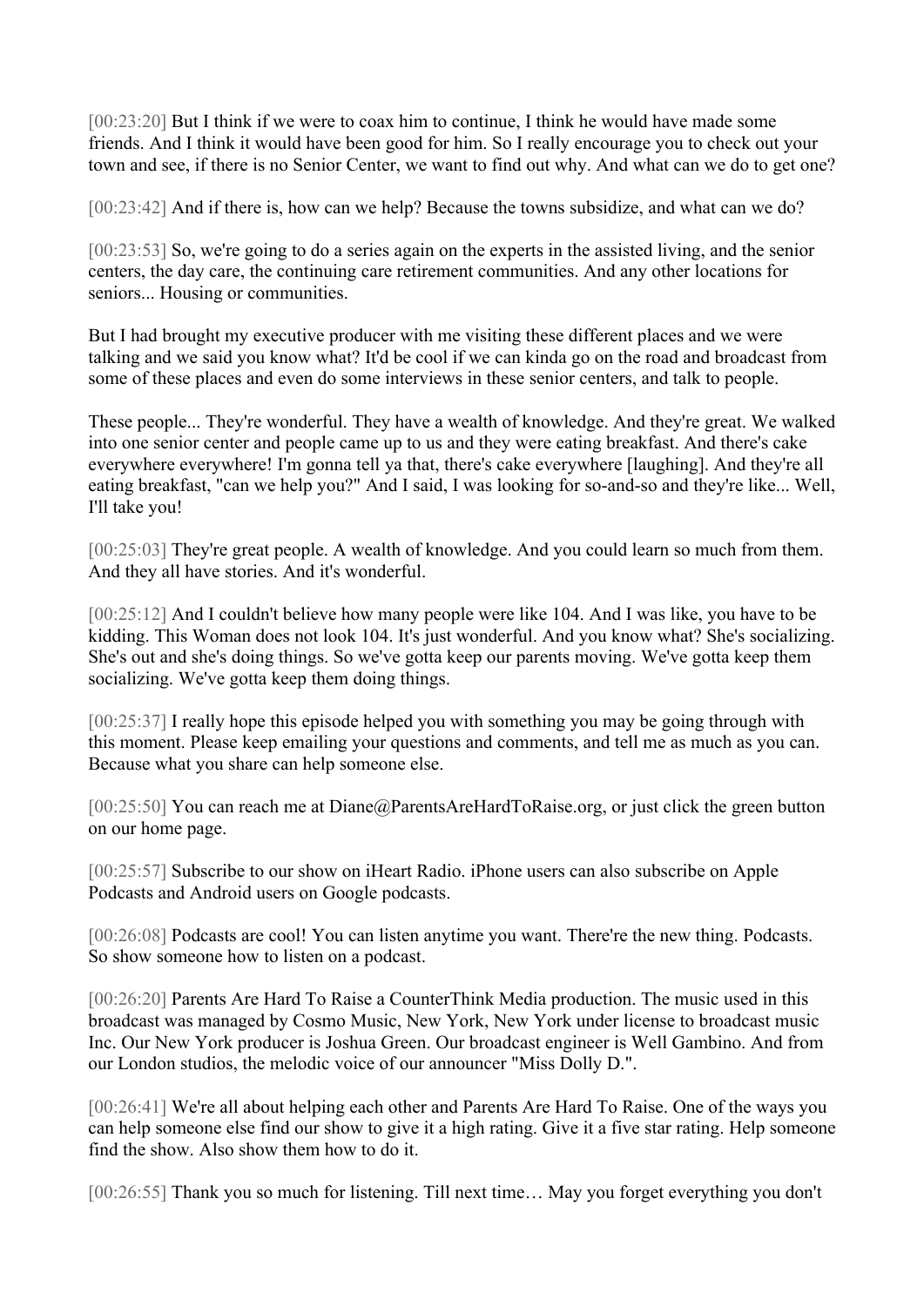[00:23:20] But I think if we were to coax him to continue, I think he would have made some friends. And I think it would have been good for him. So I really encourage you to check out your town and see, if there is no Senior Center, we want to find out why. And what can we do to get one?

[00:23:42] And if there is, how can we help? Because the towns subsidize, and what can we do?

[00:23:53] So, we're going to do a series again on the experts in the assisted living, and the senior centers, the day care, the continuing care retirement communities. And any other locations for seniors... Housing or communities.

But I had brought my executive producer with me visiting these different places and we were talking and we said you know what? It'd be cool if we can kinda go on the road and broadcast from some of these places and even do some interviews in these senior centers, and talk to people.

These people... They're wonderful. They have a wealth of knowledge. And they're great. We walked into one senior center and people came up to us and they were eating breakfast. And there's cake everywhere everywhere! I'm gonna tell ya that, there's cake everywhere [laughing]. And they're all eating breakfast, "can we help you?" And I said, I was looking for so-and-so and they're like... Well, I'll take you!

[00:25:03] They're great people. A wealth of knowledge. And you could learn so much from them. And they all have stories. And it's wonderful.

[00:25:12] And I couldn't believe how many people were like 104. And I was like, you have to be kidding. This Woman does not look 104. It's just wonderful. And you know what? She's socializing. She's out and she's doing things. So we've gotta keep our parents moving. We've gotta keep them socializing. We've gotta keep them doing things.

[00:25:37] I really hope this episode helped you with something you may be going through with this moment. Please keep emailing your questions and comments, and tell me as much as you can. Because what you share can help someone else.

[00:25:50] You can reach me at Diane@ParentsAreHardToRaise.org, or just click the green button on our home page.

[00:25:57] Subscribe to our show on iHeart Radio. iPhone users can also subscribe on Apple Podcasts and Android users on Google podcasts.

[00:26:08] Podcasts are cool! You can listen anytime you want. There're the new thing. Podcasts. So show someone how to listen on a podcast.

[00:26:20] Parents Are Hard To Raise a CounterThink Media production. The music used in this broadcast was managed by Cosmo Music, New York, New York under license to broadcast music Inc. Our New York producer is Joshua Green. Our broadcast engineer is Well Gambino. And from our London studios, the melodic voice of our announcer "Miss Dolly D.".

[00:26:41] We're all about helping each other and Parents Are Hard To Raise. One of the ways you can help someone else find our show to give it a high rating. Give it a five star rating. Help someone find the show. Also show them how to do it.

[00:26:55] Thank you so much for listening. Till next time… May you forget everything you don't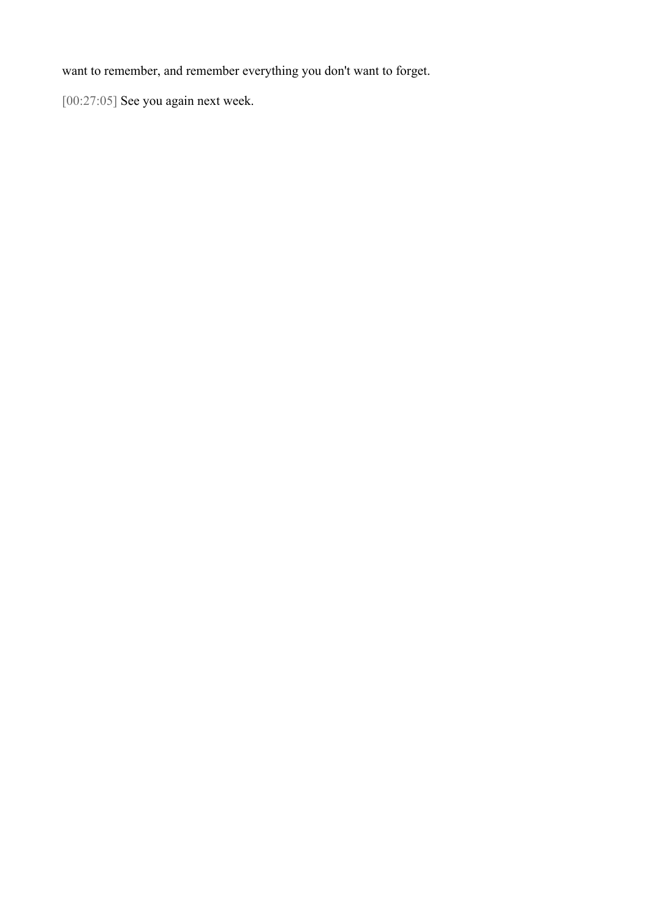want to remember, and remember everything you don't want to forget.

[00:27:05] See you again next week.